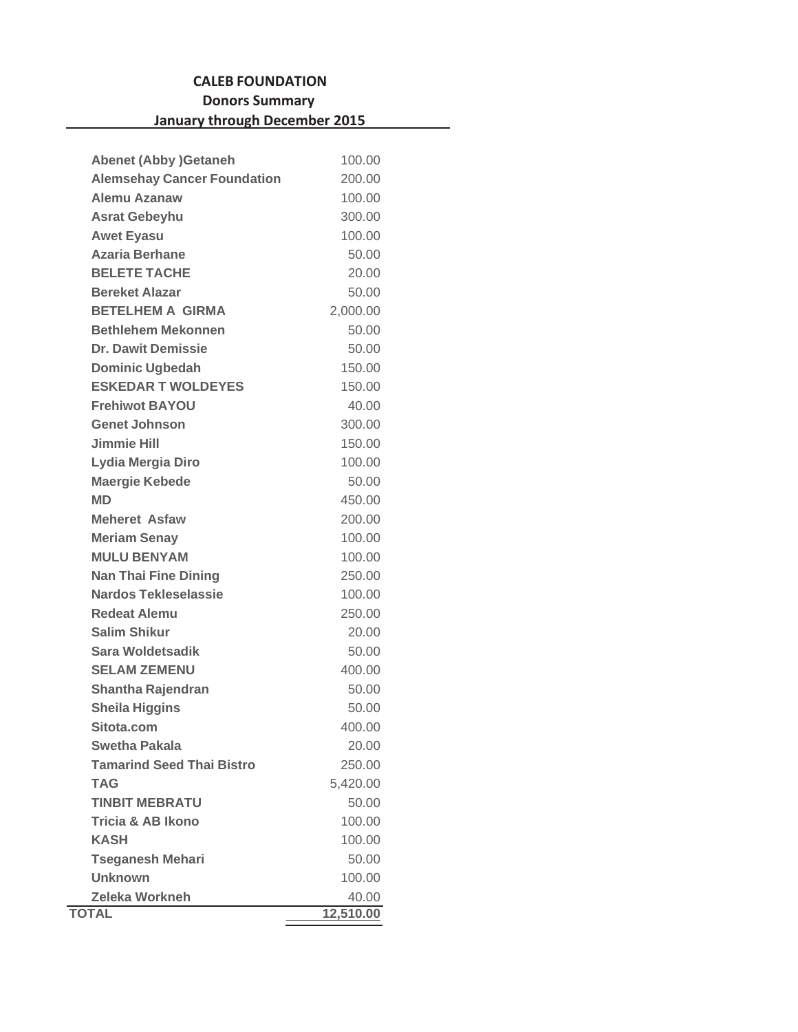**CALEB FOUNDATION**

**Donors Summary**

**January through December 2015**

| | |
|---|---:|
| **Abenet (Abby )Getaneh** | 100.00 |
| **Alemsehay Cancer Foundation** | 200.00 |
| **Alemu Azanaw** | 100.00 |
| **Asrat Gebeyhu** | 300.00 |
| **Awet Eyasu** | 100.00 |
| **Azaria Berhane** | 50.00 |
| **BELETE TACHE** | 20.00 |
| **Bereket Alazar** | 50.00 |
| **BETELHEM A GIRMA** | 2,000.00 |
| **Bethlehem Mekonnen** | 50.00 |
| **Dr. Dawit Demissie** | 50.00 |
| **Dominic Ugbedah** | 150.00 |
| **ESKEDAR T WOLDEYES** | 150.00 |
| **Frehiwot BAYOU** | 40.00 |
| **Genet Johnson** | 300.00 |
| **Jimmie Hill** | 150.00 |
| **Lydia Mergia Diro** | 100.00 |
| **Maergie Kebede** | 50.00 |
| **MD** | 450.00 |
| **Meheret Asfaw** | 200.00 |
| **Meriam Senay** | 100.00 |
| **MULU BENYAM** | 100.00 |
| **Nan Thai Fine Dining** | 250.00 |
| **Nardos Tekleselassie** | 100.00 |
| **Redeat Alemu** | 250.00 |
| **Salim Shikur** | 20.00 |
| **Sara Woldetsadik** | 50.00 |
| **SELAM ZEMENU** | 400.00 |
| **Shantha Rajendran** | 50.00 |
| **Sheila Higgins** | 50.00 |
| **Sitota.com** | 400.00 |
| **Swetha Pakala** | 20.00 |
| **Tamarind Seed Thai Bistro** | 250.00 |
| **TAG** | 5,420.00 |
| **TINBIT MEBRATU** | 50.00 |
| **Tricia & AB Ikono** | 100.00 |
| **KASH** | 100.00 |
| **Tseganesh Mehari** | 50.00 |
| **Unknown** | 100.00 |
| **Zeleka Workneh** | 40.00 |
| **TOTAL** | **12,510.00** |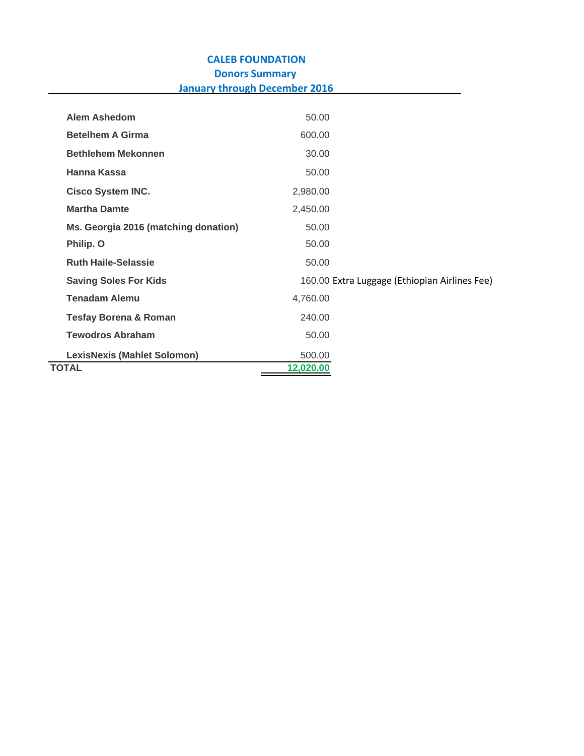# CALEB FOUNDATION
## Donors Summary
### January through December 2016

| Donor | Amount | Note |
|---|---|---|
| **Alem Ashedom** | 50.00 | |
| **Betelhem A Girma** | 600.00 | |
| **Bethlehem Mekonnen** | 30.00 | |
| **Hanna Kassa** | 50.00 | |
| **Cisco System INC.** | 2,980.00 | |
| **Martha Damte** | 2,450.00 | |
| **Ms. Georgia 2016 (matching donation)** | 50.00 | |
| **Philip. O** | 50.00 | |
| **Ruth Haile-Selassie** | 50.00 | |
| **Saving Soles For Kids** | 160.00 | Extra Luggage (Ethiopian Airlines Fee) |
| **Tenadam Alemu** | 4,760.00 | |
| **Tesfay Borena & Roman** | 240.00 | |
| **Tewodros Abraham** | 50.00 | |
| **LexisNexis (Mahlet Solomon)** | 500.00 | |
| **TOTAL** | **12,020.00** | |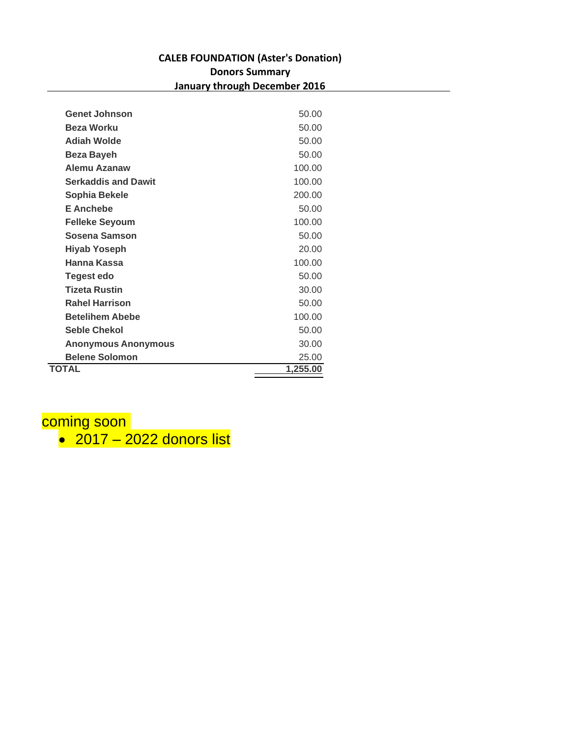**CALEB FOUNDATION (Aster's Donation)**
**Donors Summary**
**January through December 2016**

| | |
|---|---|
| **Genet Johnson** | 50.00 |
| **Beza Worku** | 50.00 |
| **Adiah Wolde** | 50.00 |
| **Beza Bayeh** | 50.00 |
| **Alemu Azanaw** | 100.00 |
| **Serkaddis and Dawit** | 100.00 |
| **Sophia Bekele** | 200.00 |
| **E Anchebe** | 50.00 |
| **Felleke Seyoum** | 100.00 |
| **Sosena Samson** | 50.00 |
| **Hiyab Yoseph** | 20.00 |
| **Hanna Kassa** | 100.00 |
| **Tegest edo** | 50.00 |
| **Tizeta Rustin** | 30.00 |
| **Rahel Harrison** | 50.00 |
| **Betelihem Abebe** | 100.00 |
| **Seble Chekol** | 50.00 |
| **Anonymous Anonymous** | 30.00 |
| **Belene Solomon** | 25.00 |
| **TOTAL** | **1,255.00** |

coming soon

- 2017 – 2022 donors list